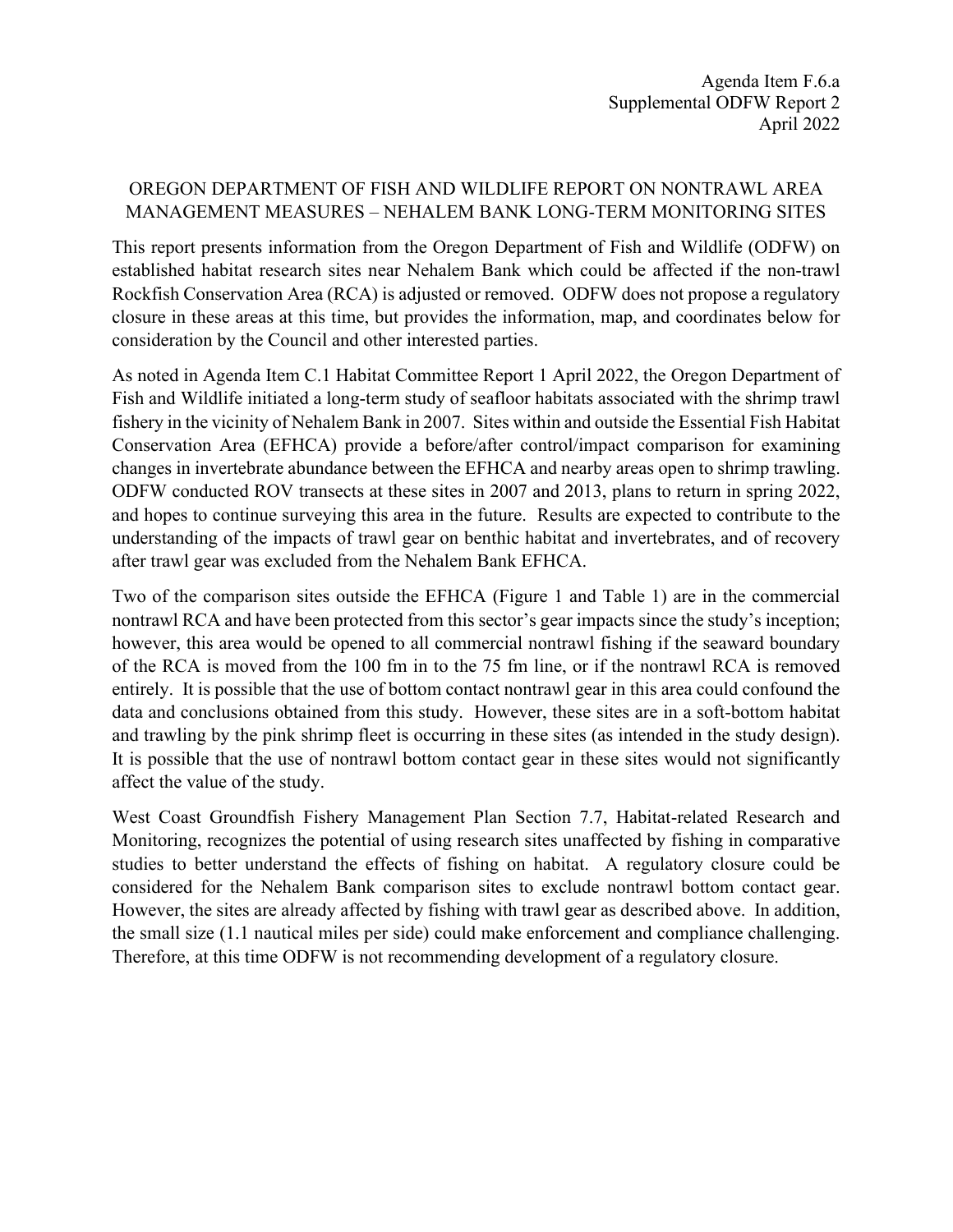Agenda Item F.6.a
Supplemental ODFW Report 2
April 2022

# OREGON DEPARTMENT OF FISH AND WILDLIFE REPORT ON NONTRAWL AREA MANAGEMENT MEASURES – NEHALEM BANK LONG-TERM MONITORING SITES

This report presents information from the Oregon Department of Fish and Wildlife (ODFW) on established habitat research sites near Nehalem Bank which could be affected if the non-trawl Rockfish Conservation Area (RCA) is adjusted or removed. ODFW does not propose a regulatory closure in these areas at this time, but provides the information, map, and coordinates below for consideration by the Council and other interested parties.

As noted in Agenda Item C.1 Habitat Committee Report 1 April 2022, the Oregon Department of Fish and Wildlife initiated a long-term study of seafloor habitats associated with the shrimp trawl fishery in the vicinity of Nehalem Bank in 2007. Sites within and outside the Essential Fish Habitat Conservation Area (EFHCA) provide a before/after control/impact comparison for examining changes in invertebrate abundance between the EFHCA and nearby areas open to shrimp trawling. ODFW conducted ROV transects at these sites in 2007 and 2013, plans to return in spring 2022, and hopes to continue surveying this area in the future. Results are expected to contribute to the understanding of the impacts of trawl gear on benthic habitat and invertebrates, and of recovery after trawl gear was excluded from the Nehalem Bank EFHCA.

Two of the comparison sites outside the EFHCA (Figure 1 and Table 1) are in the commercial nontrawl RCA and have been protected from this sector's gear impacts since the study's inception; however, this area would be opened to all commercial nontrawl fishing if the seaward boundary of the RCA is moved from the 100 fm in to the 75 fm line, or if the nontrawl RCA is removed entirely. It is possible that the use of bottom contact nontrawl gear in this area could confound the data and conclusions obtained from this study. However, these sites are in a soft-bottom habitat and trawling by the pink shrimp fleet is occurring in these sites (as intended in the study design). It is possible that the use of nontrawl bottom contact gear in these sites would not significantly affect the value of the study.

West Coast Groundfish Fishery Management Plan Section 7.7, Habitat-related Research and Monitoring, recognizes the potential of using research sites unaffected by fishing in comparative studies to better understand the effects of fishing on habitat. A regulatory closure could be considered for the Nehalem Bank comparison sites to exclude nontrawl bottom contact gear. However, the sites are already affected by fishing with trawl gear as described above. In addition, the small size (1.1 nautical miles per side) could make enforcement and compliance challenging. Therefore, at this time ODFW is not recommending development of a regulatory closure.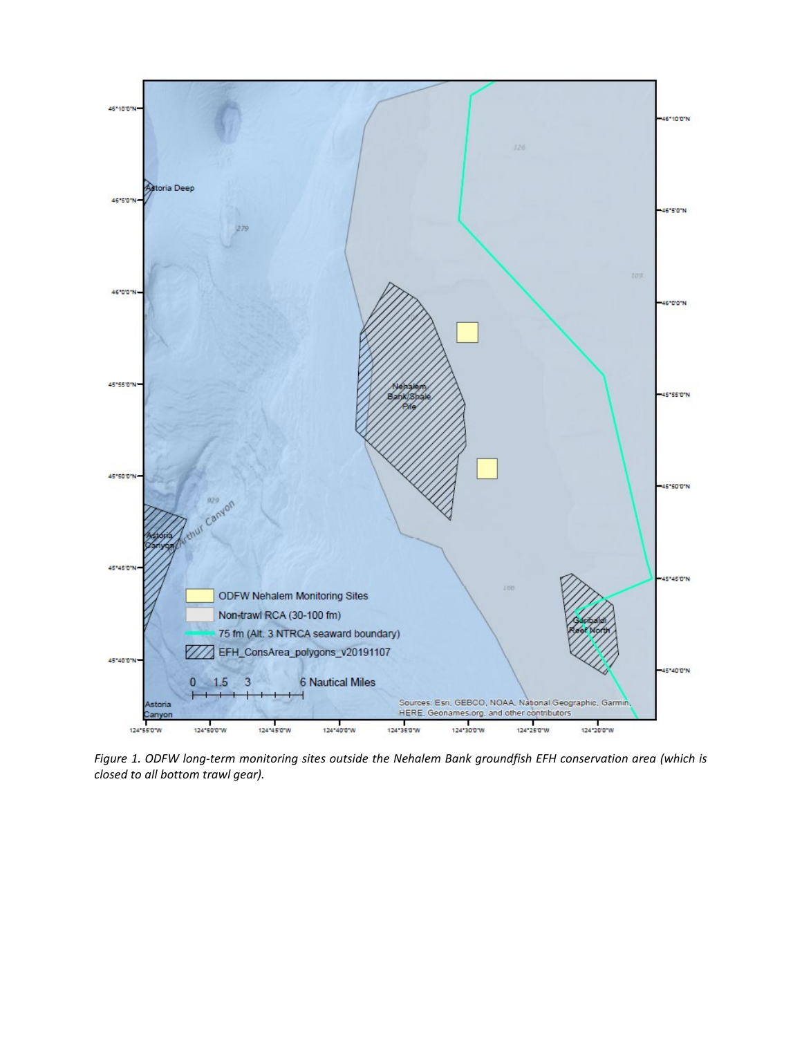*Figure 1. ODFW long-term monitoring sites outside the Nehalem Bank groundfish EFH conservation area (which is closed to all bottom trawl gear).*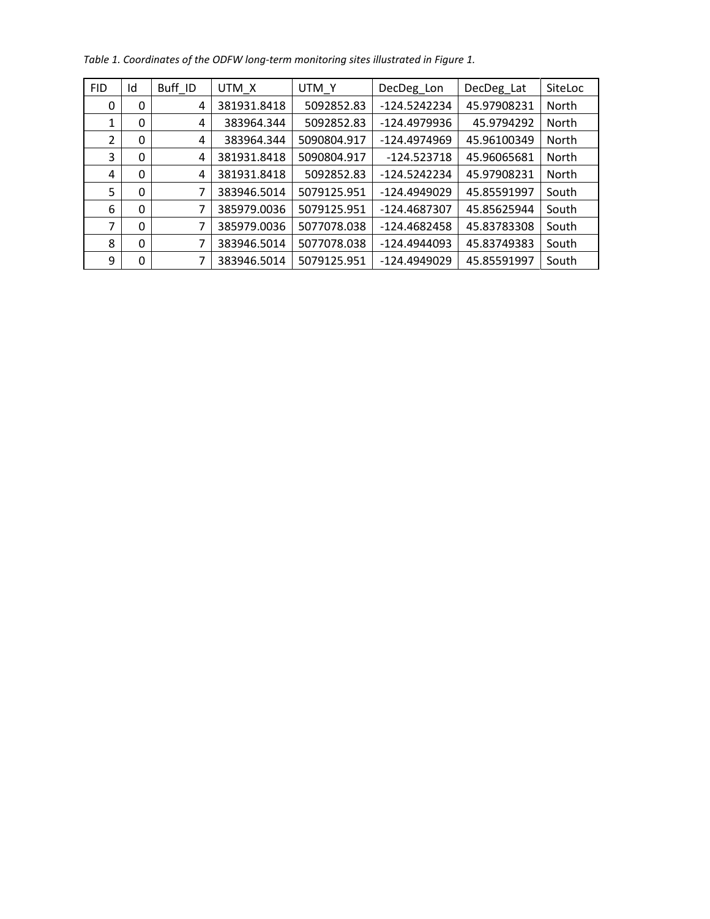*Table 1. Coordinates of the ODFW long-term monitoring sites illustrated in Figure 1.*

| FID | Id | Buff_ID | UTM_X | UTM_Y | DecDeg_Lon | DecDeg_Lat | SiteLoc |
|---|---|---|---|---|---|---|---|
| 0 | 0 | 4 | 381931.8418 | 5092852.83 | -124.5242234 | 45.97908231 | North |
| 1 | 0 | 4 | 383964.344 | 5092852.83 | -124.4979936 | 45.9794292 | North |
| 2 | 0 | 4 | 383964.344 | 5090804.917 | -124.4974969 | 45.96100349 | North |
| 3 | 0 | 4 | 381931.8418 | 5090804.917 | -124.523718 | 45.96065681 | North |
| 4 | 0 | 4 | 381931.8418 | 5092852.83 | -124.5242234 | 45.97908231 | North |
| 5 | 0 | 7 | 383946.5014 | 5079125.951 | -124.4949029 | 45.85591997 | South |
| 6 | 0 | 7 | 385979.0036 | 5079125.951 | -124.4687307 | 45.85625944 | South |
| 7 | 0 | 7 | 385979.0036 | 5077078.038 | -124.4682458 | 45.83783308 | South |
| 8 | 0 | 7 | 383946.5014 | 5077078.038 | -124.4944093 | 45.83749383 | South |
| 9 | 0 | 7 | 383946.5014 | 5079125.951 | -124.4949029 | 45.85591997 | South |